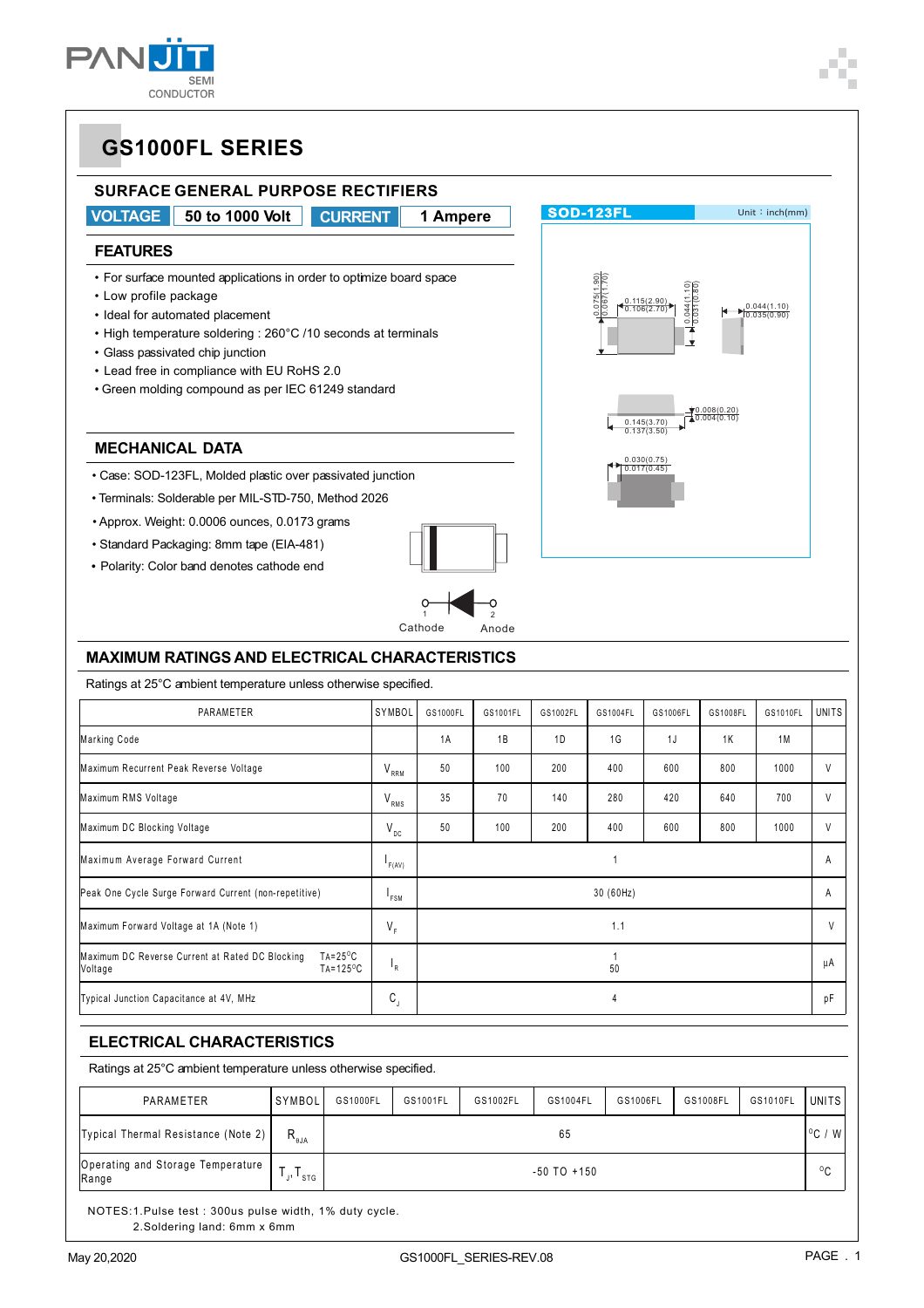# GS1000FL SERIES

## SURFACE GENERAL PURPOSE RECTIFIERS

| VOLTAGE | 50 to 1000 Volt | CURRENT | 1 Ampere |
|---|---|---|---|

### FEATURES

- For surface mounted applications in order to optimize board space
- Low profile package
- Ideal for automated placement
- High temperature soldering : 260°C /10 seconds at terminals
- Glass passivated chip junction
- Lead free in compliance with EU RoHS 2.0
- Green molding compound as per IEC 61249 standard

### MECHANICAL DATA

- Case: SOD-123FL, Molded plastic over passivated junction
- Terminals: Solderable per MIL-STD-750, Method 2026
- Approx. Weight: 0.0006 ounces, 0.0173 grams
- Standard Packaging: 8mm tape (EIA-481)
- Polarity: Color band denotes cathode end

1 Cathode — 2 Anode

**SOD-123FL** Unit : inch(mm)

0.075(1.90) / 0.067(1.70); 0.115(2.90) / 0.106(2.70); 0.044(1.10) / 0.031(0.80); 0.044(1.10) / 0.035(0.90); 0.145(3.70) / 0.137(3.50); 0.008(0.20) / 0.004(0.10); 0.030(0.75) / 0.017(0.45)

## MAXIMUM RATINGS AND ELECTRICAL CHARACTERISTICS

Ratings at 25°C ambient temperature unless otherwise specified.

| PARAMETER | SYMBOL | GS1000FL | GS1001FL | GS1002FL | GS1004FL | GS1006FL | GS1008FL | GS1010FL | UNITS |
|---|---|---|---|---|---|---|---|---|---|
| Marking Code | | 1A | 1B | 1D | 1G | 1J | 1K | 1M | |
| Maximum Recurrent Peak Reverse Voltage | $V_{RRM}$ | 50 | 100 | 200 | 400 | 600 | 800 | 1000 | V |
| Maximum RMS Voltage | $V_{RMS}$ | 35 | 70 | 140 | 280 | 420 | 640 | 700 | V |
| Maximum DC Blocking Voltage | $V_{DC}$ | 50 | 100 | 200 | 400 | 600 | 800 | 1000 | V |
| Maximum Average Forward Current | $I_{F(AV)}$ | 1 | | | | | | | A |
| Peak One Cycle Surge Forward Current (non-repetitive) | $I_{FSM}$ | 30 (60Hz) | | | | | | | A |
| Maximum Forward Voltage at 1A (Note 1) | $V_F$ | 1.1 | | | | | | | V |
| Maximum DC Reverse Current at Rated DC Blocking Voltage TA=25°C / TA=125°C | $I_R$ | 1 / 50 | | | | | | | μA |
| Typical Junction Capacitance at 4V, MHz | $C_J$ | 4 | | | | | | | pF |

## ELECTRICAL CHARACTERISTICS

Ratings at 25°C ambient temperature unless otherwise specified.

| PARAMETER | SYMBOL | GS1000FL | GS1001FL | GS1002FL | GS1004FL | GS1006FL | GS1008FL | GS1010FL | UNITS |
|---|---|---|---|---|---|---|---|---|---|
| Typical Thermal Resistance (Note 2) | $R_{\theta JA}$ | 65 | | | | | | | °C / W |
| Operating and Storage Temperature Range | $T_J, T_{STG}$ | -50 TO +150 | | | | | | | °C |

NOTES:1.Pulse test : 300us pulse width, 1% duty cycle.
2.Soldering land: 6mm x 6mm

May 20,2020 GS1000FL_SERIES-REV.08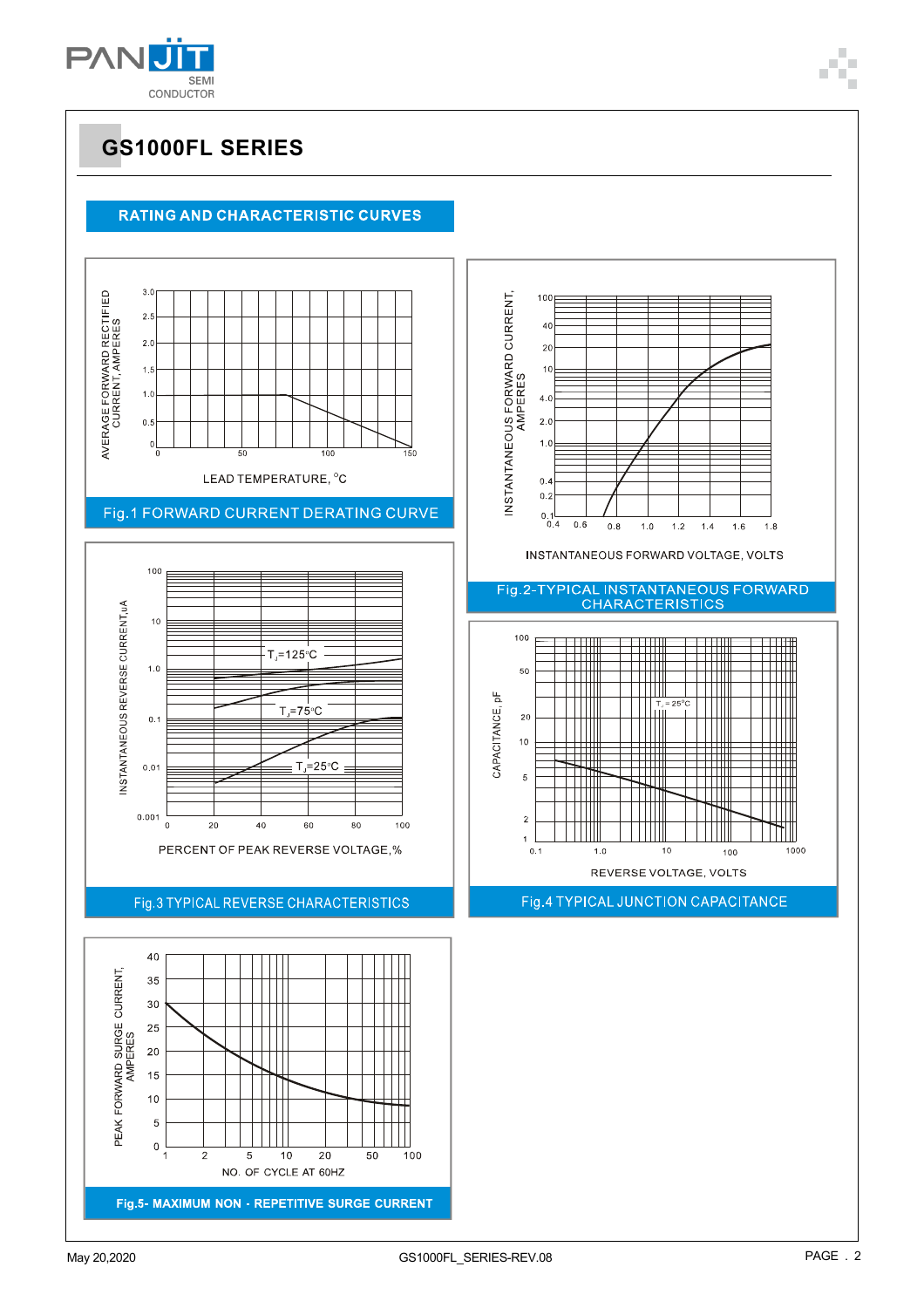# GS1000FL SERIES

## RATING AND CHARACTERISTIC CURVES

AVERAGE FORWARD RECTIFIED CURRENT, AMPERES

3.0, 2.5, 2.0, 1.5, 1.0, 0.5, 0

0, 50, 100, 150

LEAD TEMPERATURE, °C

Fig.1 FORWARD CURRENT DERATING CURVE

INSTANTANEOUS FORWARD CURRENT, AMPERES

100, 40, 20, 10, 4.0, 2.0, 1.0, 0.4, 0.2, 0.1

0.4, 0.6, 0.8, 1.0, 1.2, 1.4, 1.6, 1.8

INSTANTANEOUS FORWARD VOLTAGE, VOLTS

Fig.2-TYPICAL INSTANTANEOUS FORWARD CHARACTERISTICS

INSTANTANEOUS REVERSE CURRENT, µA

100, 10, 1.0, 0.1, 0.01, 0.001

$T_J$=125°C

$T_J$=75°C

$T_J$=25°C

0, 20, 40, 60, 80, 100

PERCENT OF PEAK REVERSE VOLTAGE, %

Fig.3 TYPICAL REVERSE CHARACTERISTICS

CAPACITANCE, pF

100, 50, 20, 10, 5, 2, 1

$T_J$ = 25°C

0.1, 1.0, 10, 100, 1000

REVERSE VOLTAGE, VOLTS

Fig.4 TYPICAL JUNCTION CAPACITANCE

PEAK FORWARD SURGE CURRENT, AMPERES

40, 35, 30, 25, 20, 15, 10, 5, 0

1, 2, 5, 10, 20, 50, 100

NO. OF CYCLE AT 60HZ

Fig.5- MAXIMUM NON - REPETITIVE SURGE CURRENT

May 20,2020 GS1000FL_SERIES-REV.08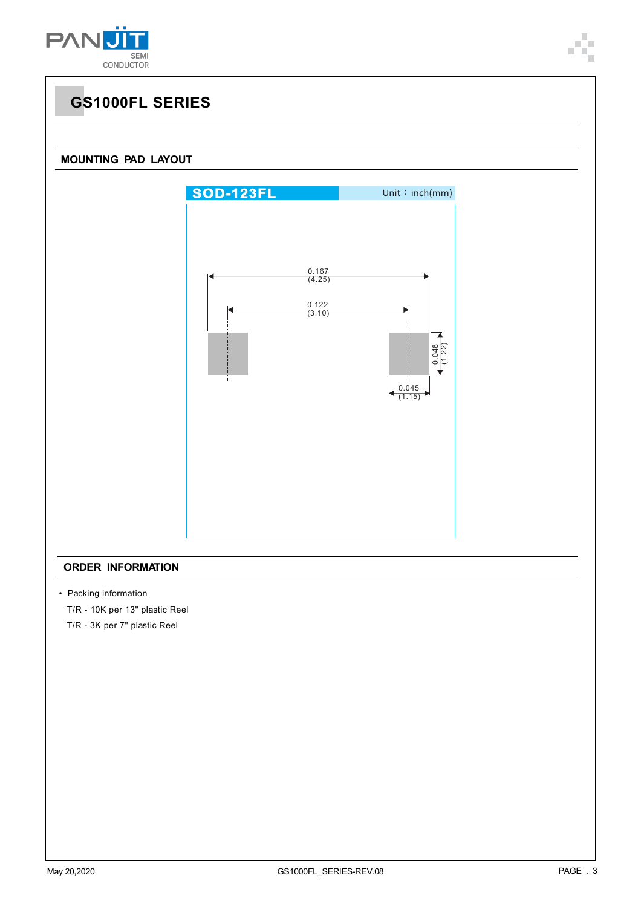# GS1000FL SERIES

## MOUNTING PAD LAYOUT

**SOD-123FL** Unit：inch(mm)

0.167 (4.25)

0.122 (3.10)

0.048 (1.22)

0.045 (1.15)

## ORDER INFORMATION

- Packing information

  T/R - 10K per 13" plastic Reel

  T/R - 3K per 7" plastic Reel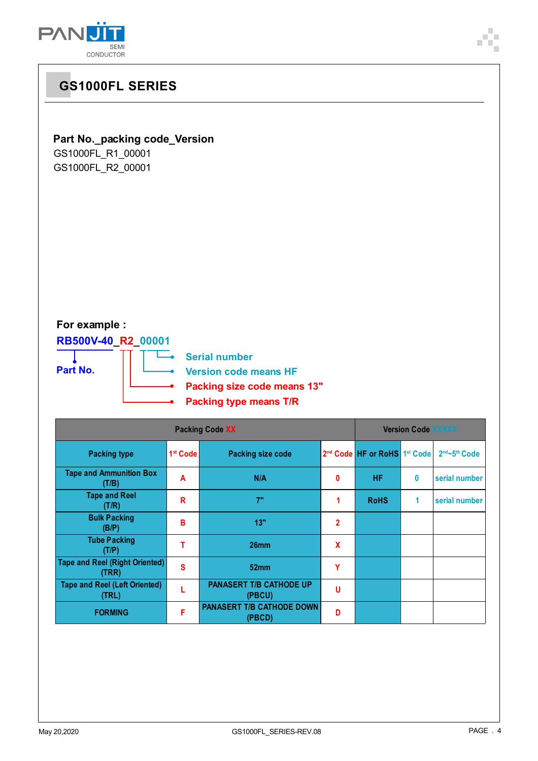## GS1000FL SERIES

**Part No._packing code_Version**

GS1000FL_R1_00001
GS1000FL_R2_00001

**For example :**

**RB500V-40_R2_00001**

- **Part No.**
- **Serial number**
- **Version code means HF**
- **Packing size code means 13"**
- **Packing type means T/R**

| Packing Code XX | | | | Version Code XXXXX | | |
|---|---|---|---|---|---|---|
| Packing type | 1st Code | Packing size code | 2nd Code | HF or RoHS | 1st Code | 2nd~5th Code |
| Tape and Ammunition Box (T/B) | A | N/A | 0 | HF | 0 | serial number |
| Tape and Reel (T/R) | R | 7" | 1 | RoHS | 1 | serial number |
| Bulk Packing (B/P) | B | 13" | 2 | | | |
| Tube Packing (T/P) | T | 26mm | X | | | |
| Tape and Reel (Right Oriented) (TRR) | S | 52mm | Y | | | |
| Tape and Reel (Left Oriented) (TRL) | L | PANASERT T/B CATHODE UP (PBCU) | U | | | |
| FORMING | F | PANASERT T/B CATHODE DOWN (PBCD) | D | | | |

May 20,2020    GS1000FL_SERIES-REV.08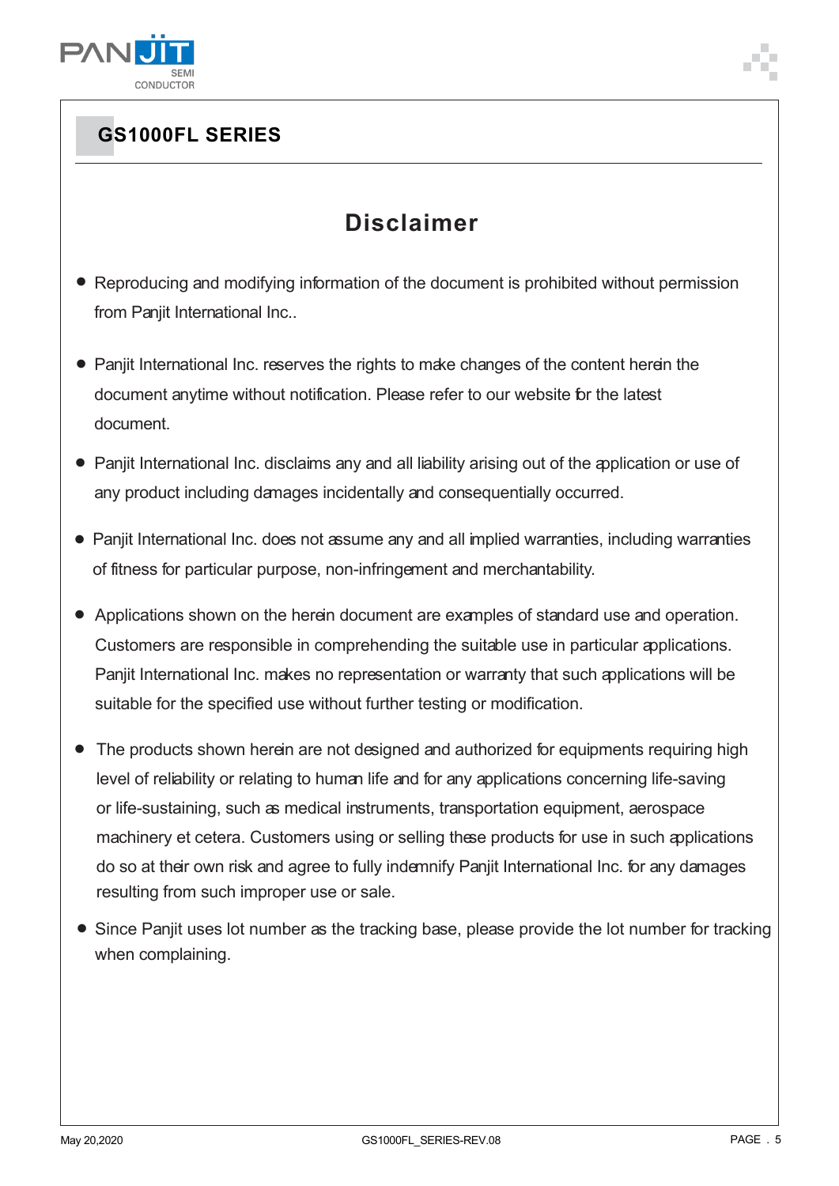## GS1000FL SERIES

# Disclaimer

- Reproducing and modifying information of the document is prohibited without permission from Panjit International Inc..
- Panjit International Inc. reserves the rights to make changes of the content herein the document anytime without notification. Please refer to our website for the latest document.
- Panjit International Inc. disclaims any and all liability arising out of the application or use of any product including damages incidentally and consequentially occurred.
- Panjit International Inc. does not assume any and all implied warranties, including warranties of fitness for particular purpose, non-infringement and merchantability.
- Applications shown on the herein document are examples of standard use and operation. Customers are responsible in comprehending the suitable use in particular applications. Panjit International Inc. makes no representation or warranty that such applications will be suitable for the specified use without further testing or modification.
- The products shown herein are not designed and authorized for equipments requiring high level of reliability or relating to human life and for any applications concerning life-saving or life-sustaining, such as medical instruments, transportation equipment, aerospace machinery et cetera. Customers using or selling these products for use in such applications do so at their own risk and agree to fully indemnify Panjit International Inc. for any damages resulting from such improper use or sale.
- Since Panjit uses lot number as the tracking base, please provide the lot number for tracking when complaining.

May 20,2020 GS1000FL_SERIES-REV.08